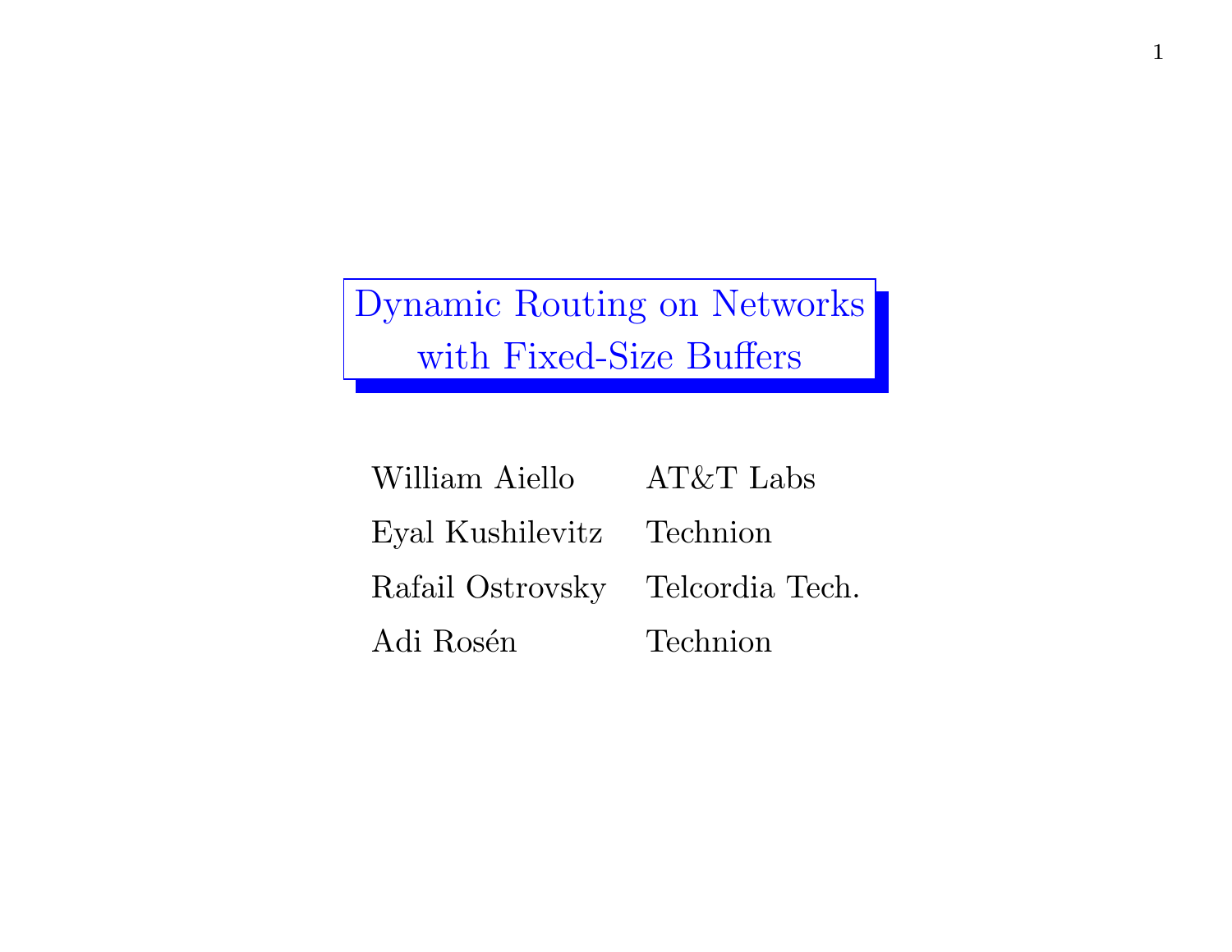# Dynamic Routing on Networks with Fixed-Size Buffers

| | |
|---|---|
| William Aiello | AT&T Labs |
| Eyal Kushilevitz | Technion |
| Rafail Ostrovsky | Telcordia Tech. |
| Adi Rosén | Technion |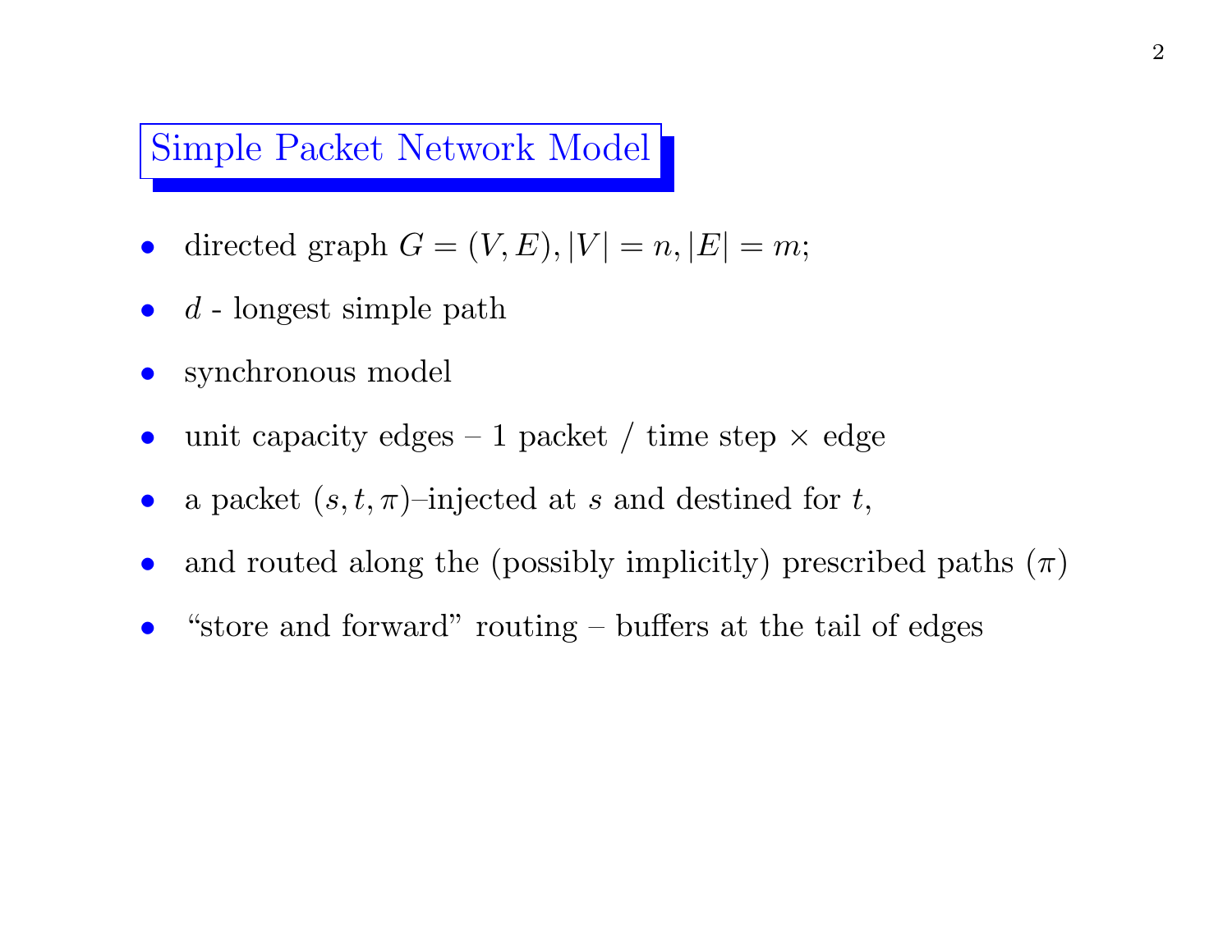## Simple Packet Network Model

- directed graph $G = (V, E), |V| = n, |E| = m$;
- $d$ - longest simple path
- synchronous model
- unit capacity edges – 1 packet / time step $\times$ edge
- a packet $(s, t, \pi)$–injected at $s$ and destined for $t$,
- and routed along the (possibly implicitly) prescribed paths $(\pi)$
- "store and forward" routing – buffers at the tail of edges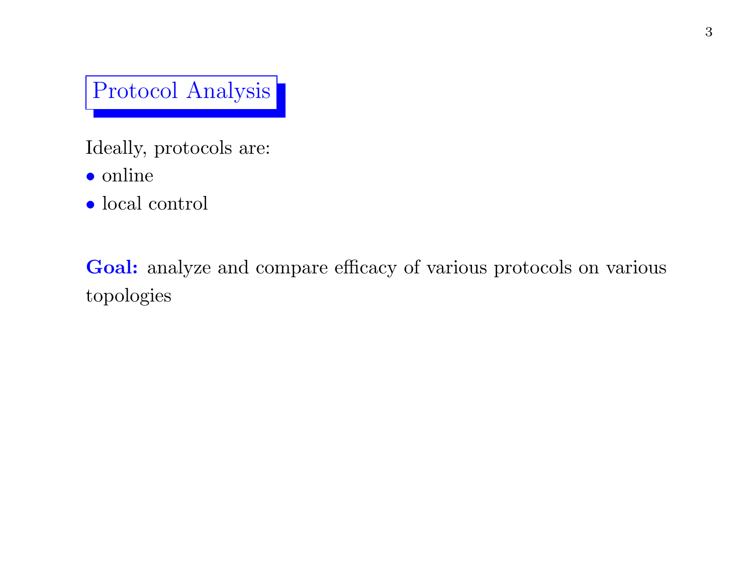# Protocol Analysis

Ideally, protocols are:

- online
- local control

**Goal:** analyze and compare efficacy of various protocols on various topologies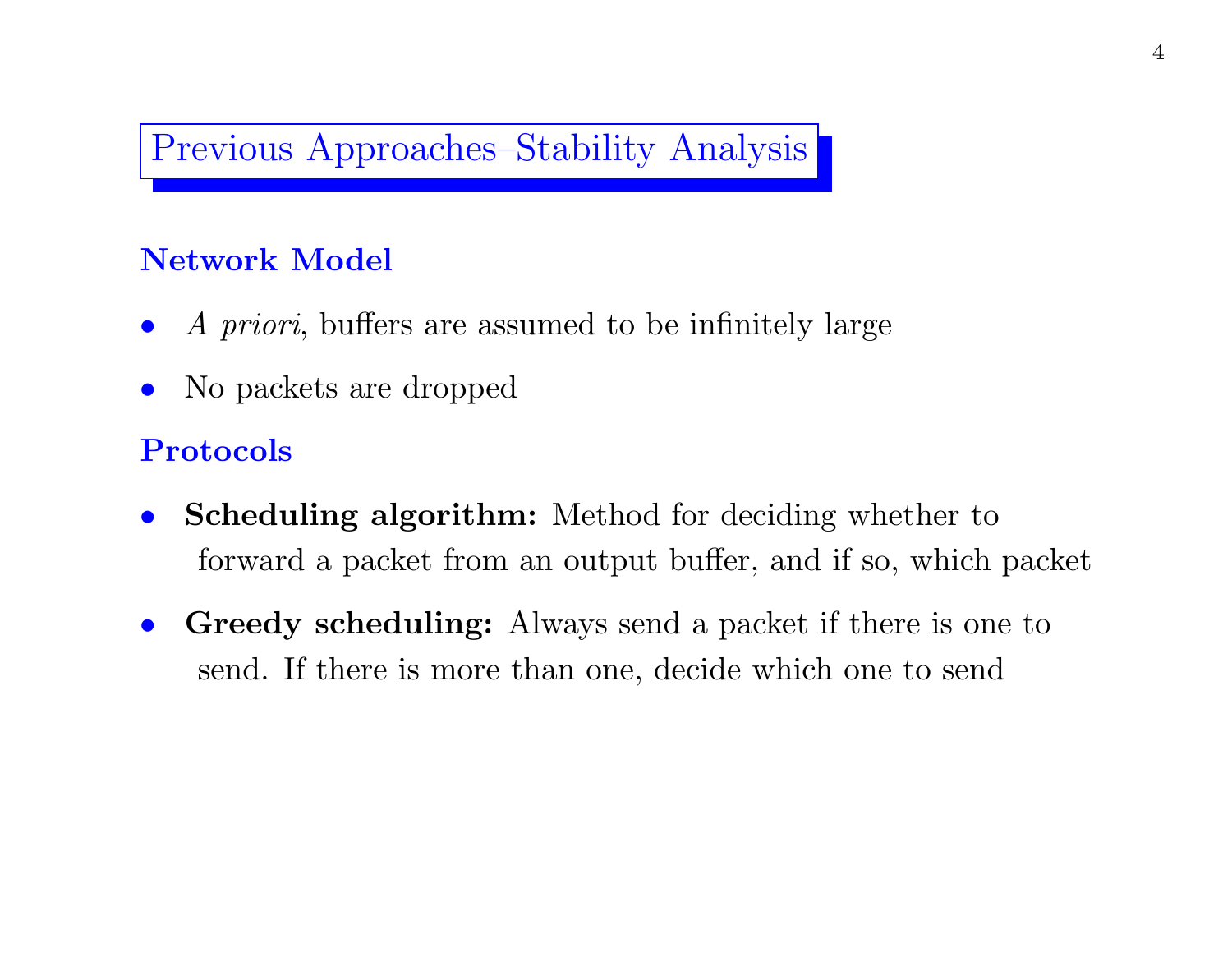# Previous Approaches–Stability Analysis

## Network Model

- *A priori*, buffers are assumed to be infinitely large
- No packets are dropped

## Protocols

- **Scheduling algorithm:** Method for deciding whether to forward a packet from an output buffer, and if so, which packet
- **Greedy scheduling:** Always send a packet if there is one to send. If there is more than one, decide which one to send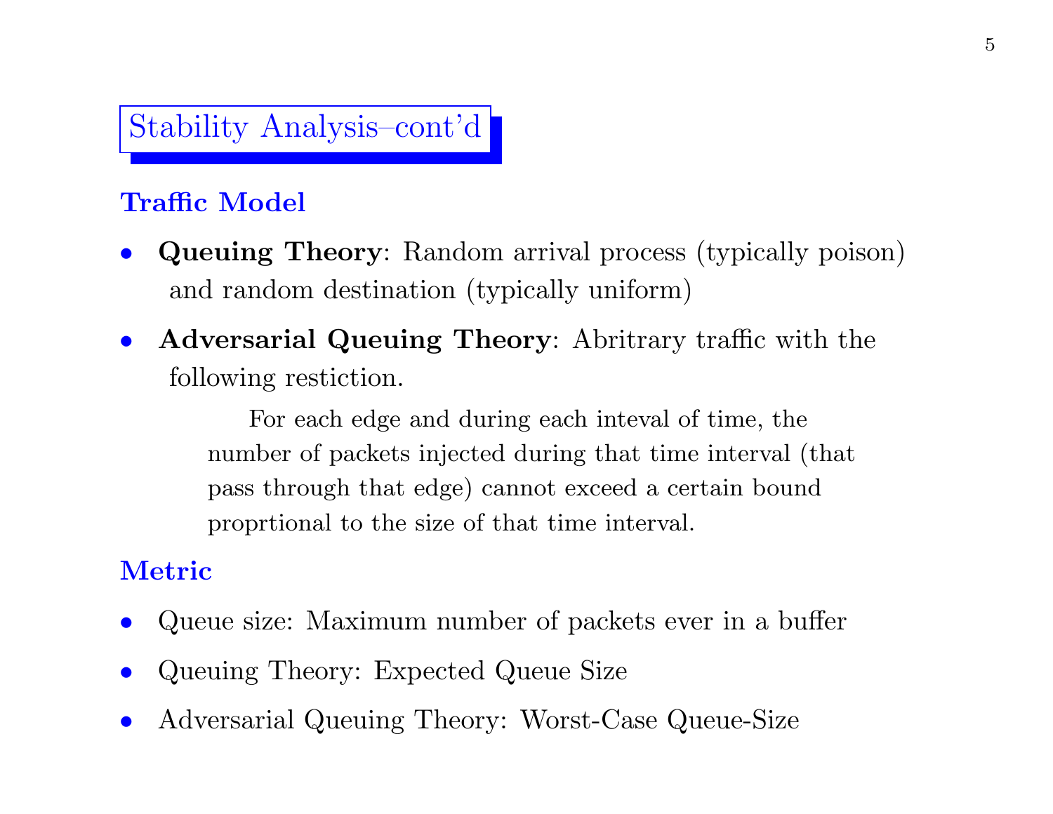# Stability Analysis–cont'd

### Traffic Model

- **Queuing Theory**: Random arrival process (typically poison) and random destination (typically uniform)
- **Adversarial Queuing Theory**: Abritrary traffic with the following restiction.

  > For each edge and during each inteval of time, the number of packets injected during that time interval (that pass through that edge) cannot exceed a certain bound proprtional to the size of that time interval.

### Metric

- Queue size: Maximum number of packets ever in a buffer
- Queuing Theory: Expected Queue Size
- Adversarial Queuing Theory: Worst-Case Queue-Size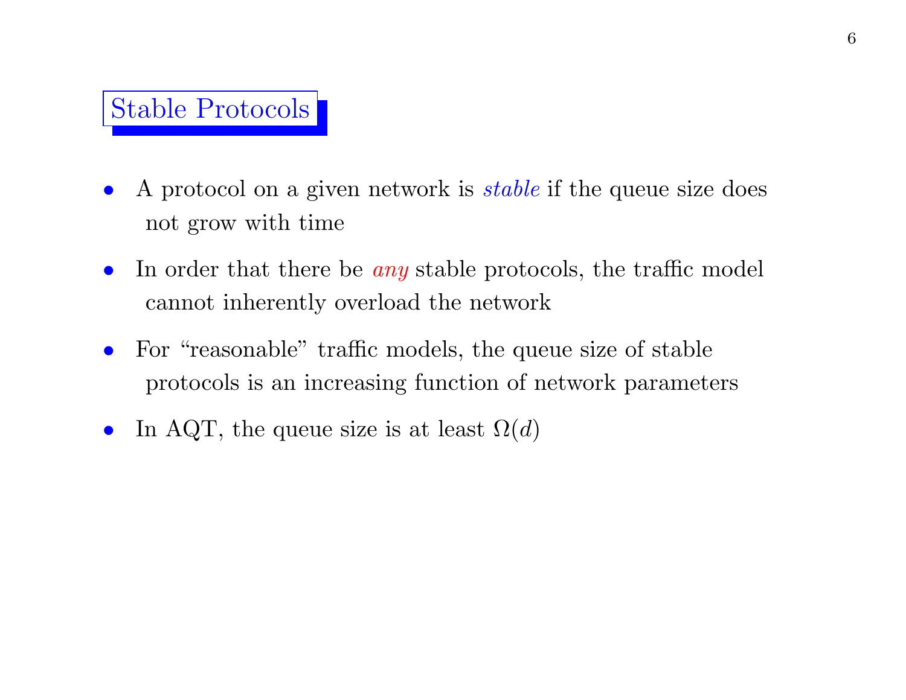# Stable Protocols

- A protocol on a given network is *stable* if the queue size does not grow with time
- In order that there be *any* stable protocols, the traffic model cannot inherently overload the network
- For "reasonable" traffic models, the queue size of stable protocols is an increasing function of network parameters
- In AQT, the queue size is at least $\Omega(d)$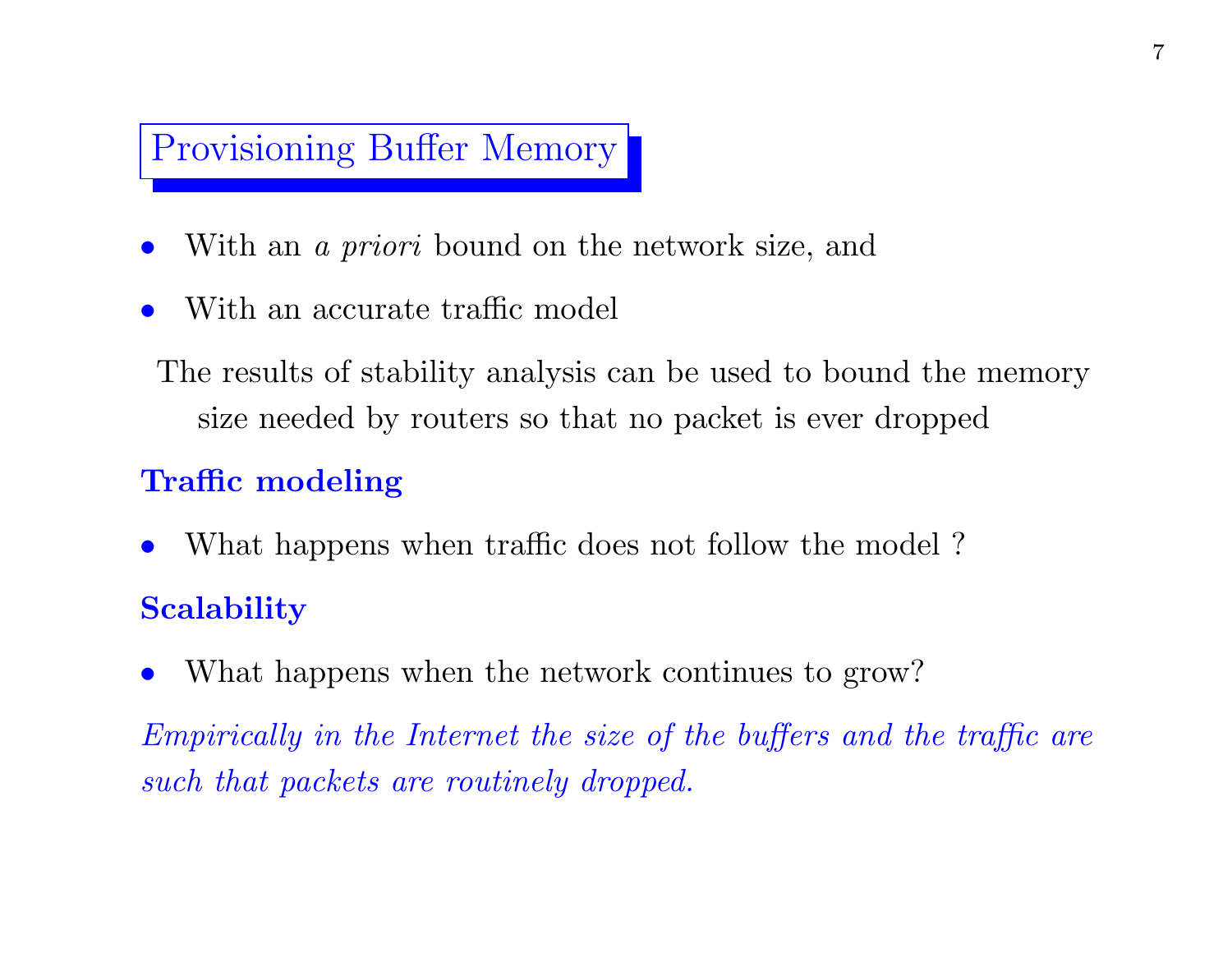## Provisioning Buffer Memory

- With an *a priori* bound on the network size, and
- With an accurate traffic model

The results of stability analysis can be used to bound the memory size needed by routers so that no packet is ever dropped

**Traffic modeling**

- What happens when traffic does not follow the model ?

**Scalability**

- What happens when the network continues to grow?

*Empirically in the Internet the size of the buffers and the traffic are such that packets are routinely dropped.*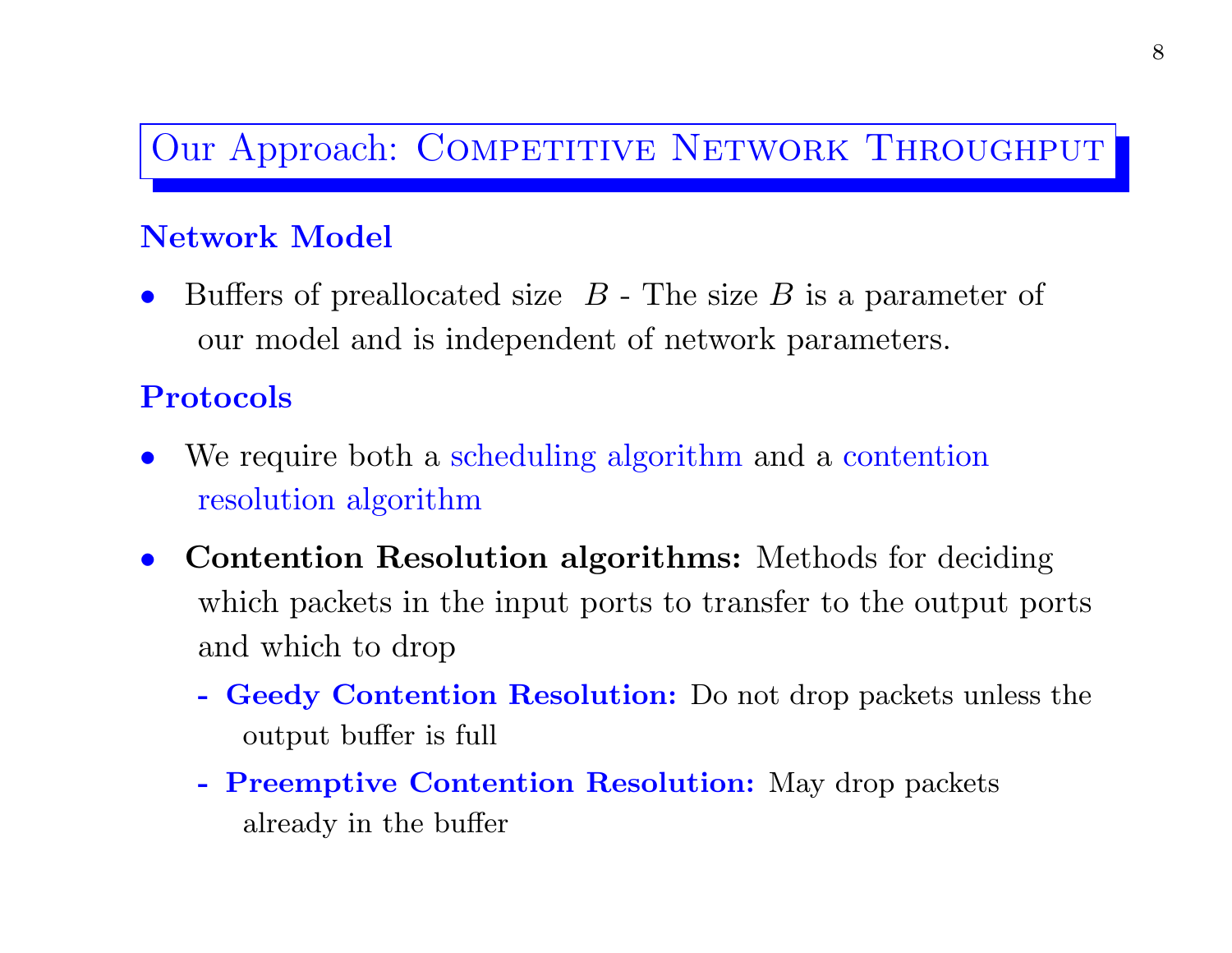# Our Approach: Competitive Network Throughput

### Network Model

- Buffers of preallocated size $B$ - The size $B$ is a parameter of our model and is independent of network parameters.

### Protocols

- We require both a scheduling algorithm and a contention resolution algorithm
- **Contention Resolution algorithms:** Methods for deciding which packets in the input ports to transfer to the output ports and which to drop
  - **Geedy Contention Resolution:** Do not drop packets unless the output buffer is full
  - **Preemptive Contention Resolution:** May drop packets already in the buffer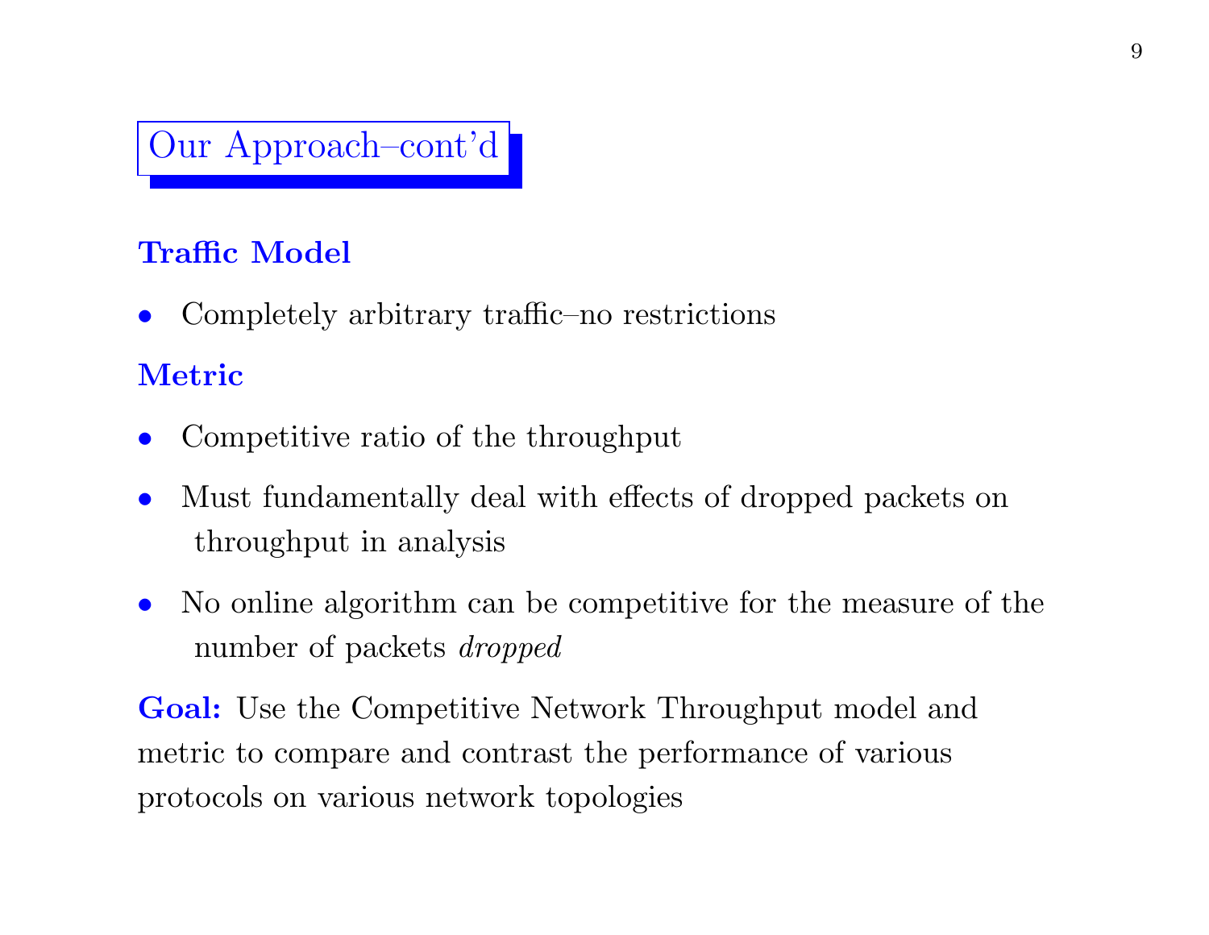# Our Approach–cont'd

**Traffic Model**

- Completely arbitrary traffic–no restrictions

**Metric**

- Competitive ratio of the throughput
- Must fundamentally deal with effects of dropped packets on throughput in analysis
- No online algorithm can be competitive for the measure of the number of packets *dropped*

**Goal:** Use the Competitive Network Throughput model and metric to compare and contrast the performance of various protocols on various network topologies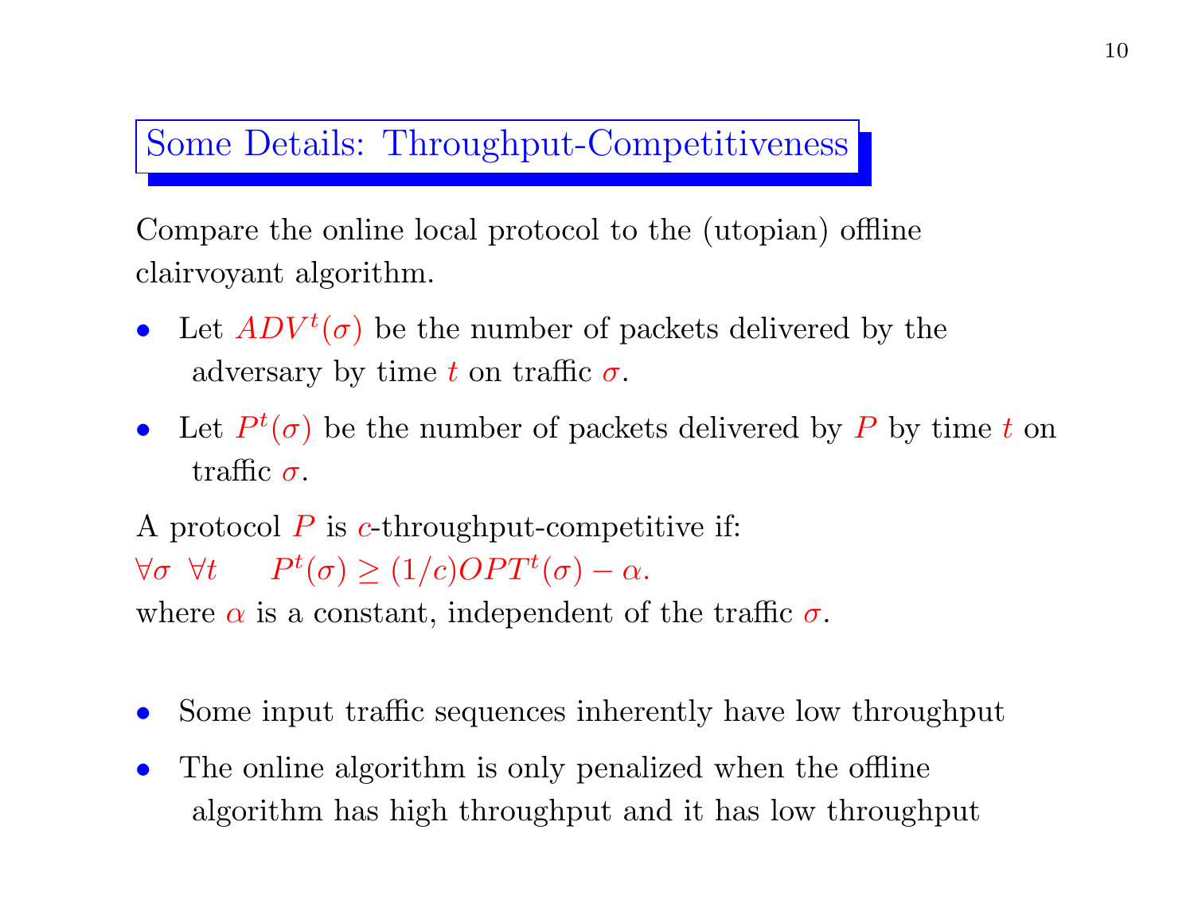## Some Details: Throughput-Competitiveness

Compare the online local protocol to the (utopian) offline clairvoyant algorithm.

- Let $ADV^t(\sigma)$ be the number of packets delivered by the adversary by time $t$ on traffic $\sigma$.
- Let $P^t(\sigma)$ be the number of packets delivered by $P$ by time $t$ on traffic $\sigma$.

A protocol $P$ is $c$-throughput-competitive if:
$\forall\sigma \ \ \forall t \qquad P^t(\sigma) \geq (1/c)OPT^t(\sigma) - \alpha.$
where $\alpha$ is a constant, independent of the traffic $\sigma$.

- Some input traffic sequences inherently have low throughput
- The online algorithm is only penalized when the offline algorithm has high throughput and it has low throughput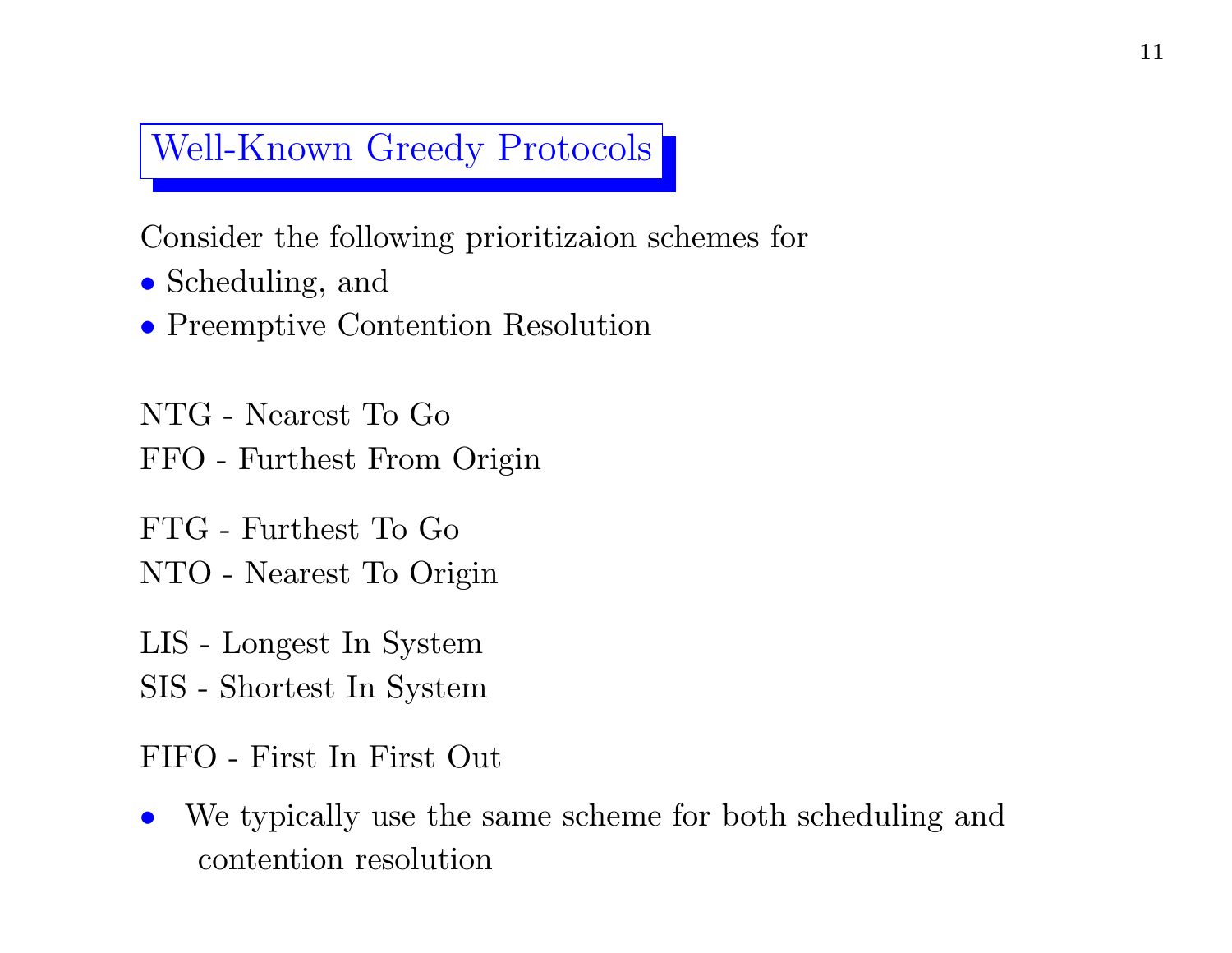# Well-Known Greedy Protocols

Consider the following prioritizaion schemes for

- Scheduling, and
- Preemptive Contention Resolution

NTG - Nearest To Go
FFO - Furthest From Origin

FTG - Furthest To Go
NTO - Nearest To Origin

LIS - Longest In System
SIS - Shortest In System

FIFO - First In First Out

- We typically use the same scheme for both scheduling and contention resolution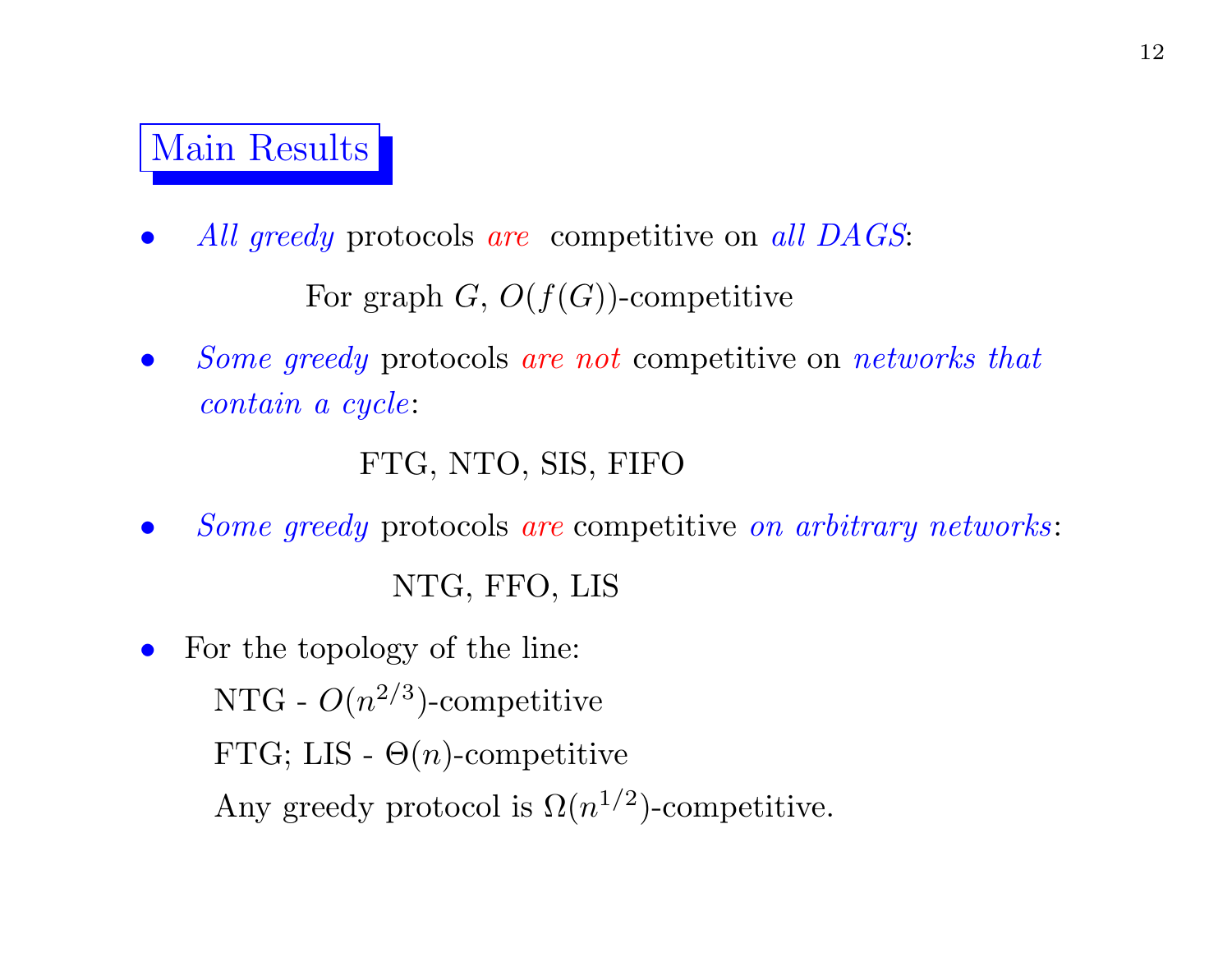## Main Results

- *All greedy* protocols *are* competitive on *all DAGS*:

  For graph $G$, $O(f(G))$-competitive

- *Some greedy* protocols *are not* competitive on *networks that contain a cycle*:

  FTG, NTO, SIS, FIFO

- *Some greedy* protocols *are* competitive *on arbitrary networks*:

  NTG, FFO, LIS

- For the topology of the line:

  NTG - $O(n^{2/3})$-competitive

  FTG; LIS - $\Theta(n)$-competitive

  Any greedy protocol is $\Omega(n^{1/2})$-competitive.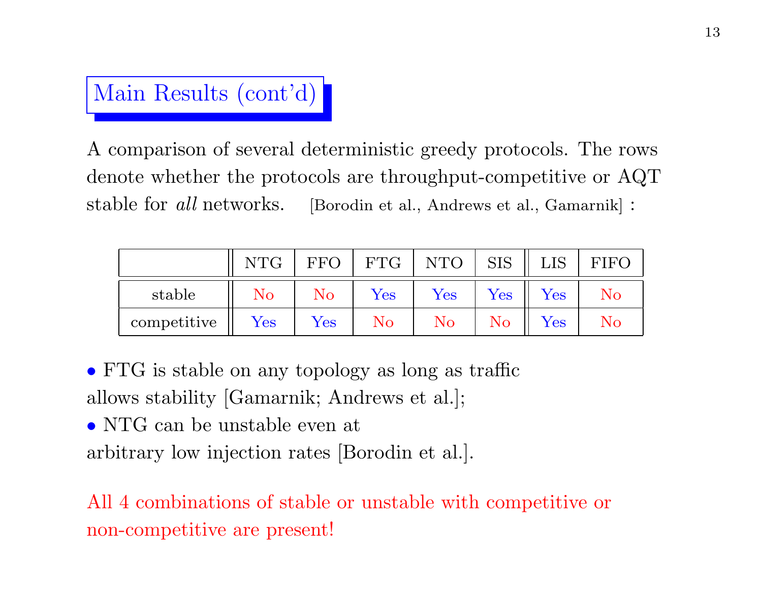## Main Results (cont'd)

A comparison of several deterministic greedy protocols. The rows denote whether the protocols are throughput-competitive or AQT stable for *all* networks. [Borodin et al., Andrews et al., Gamarnik] :

| | NTG | FFO | FTG | NTO | SIS | LIS | FIFO |
|---|---|---|---|---|---|---|---|
| stable | No | No | Yes | Yes | Yes | Yes | No |
| competitive | Yes | Yes | No | No | No | Yes | No |

- FTG is stable on any topology as long as traffic allows stability [Gamarnik; Andrews et al.];
- NTG can be unstable even at arbitrary low injection rates [Borodin et al.].

All 4 combinations of stable or unstable with competitive or non-competitive are present!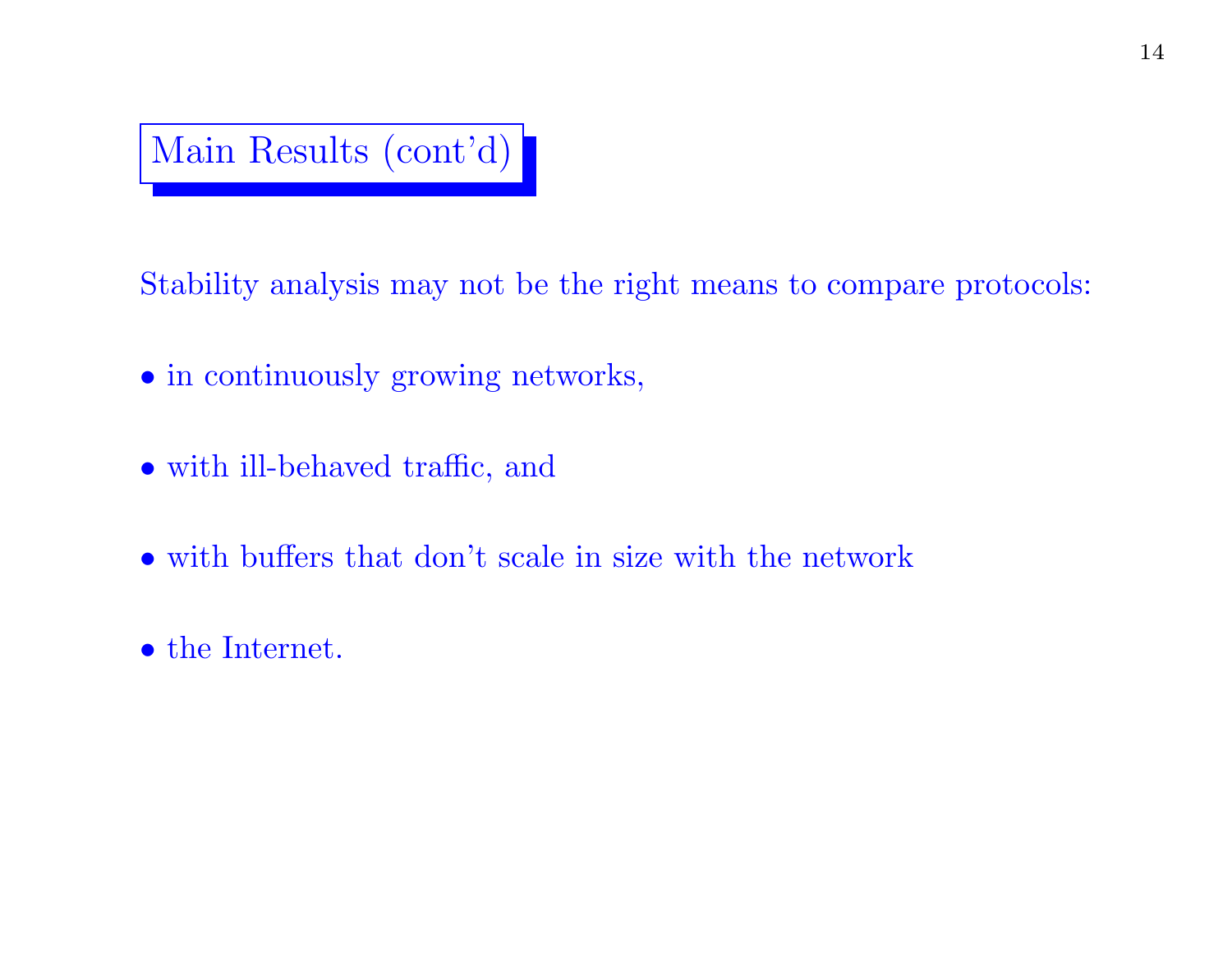# Main Results (cont'd)

Stability analysis may not be the right means to compare protocols:

- in continuously growing networks,
- with ill-behaved traffic, and
- with buffers that don't scale in size with the network
- the Internet.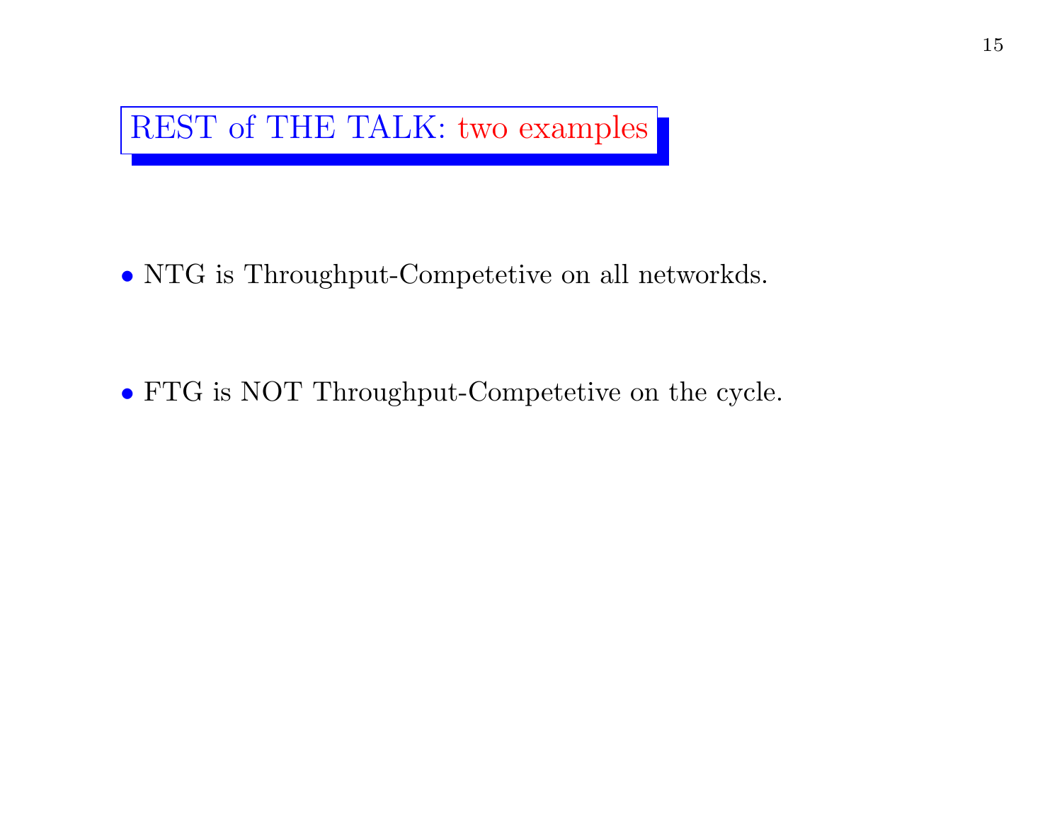# REST of THE TALK: two examples

- NTG is Throughput-Competetive on all networkds.

- FTG is NOT Throughput-Competetive on the cycle.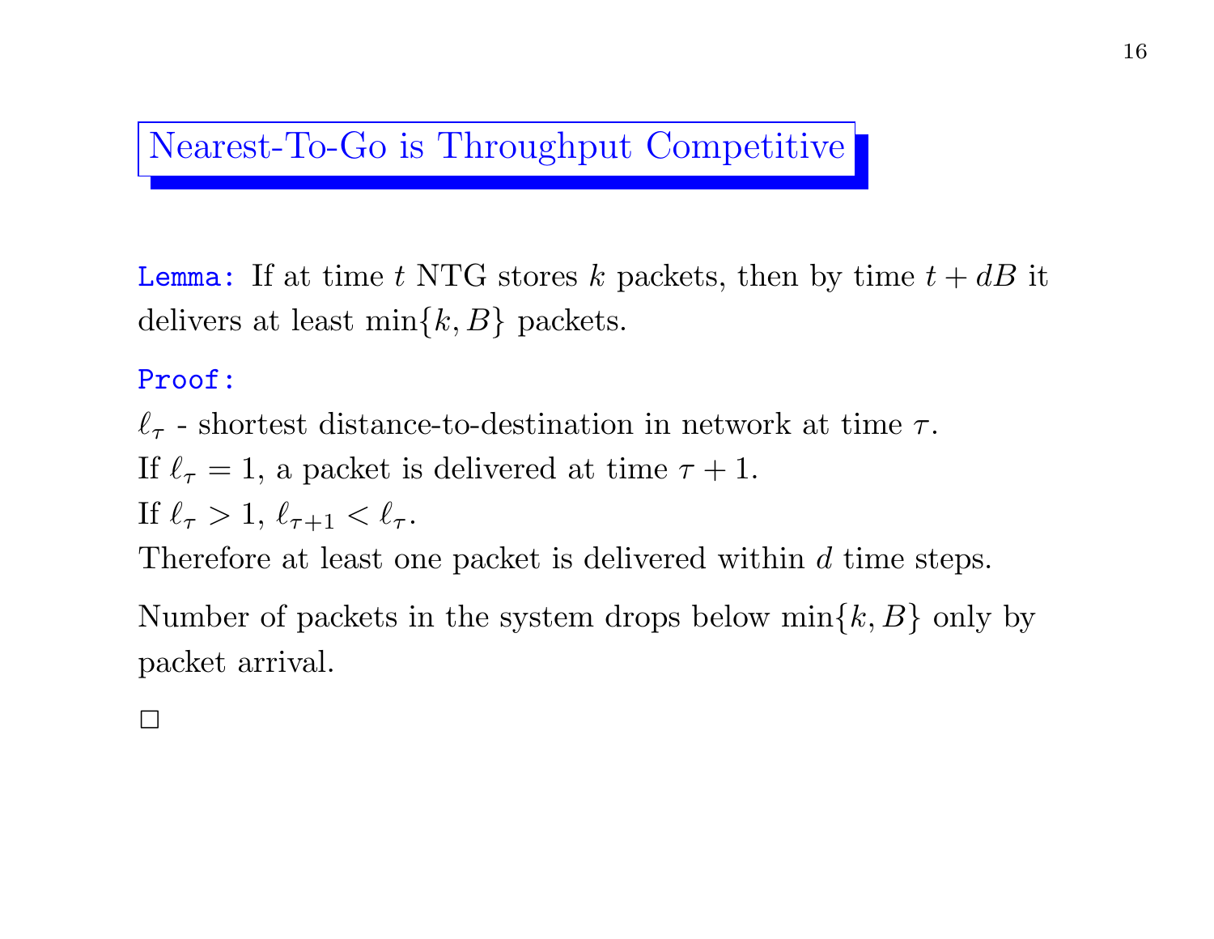## Nearest-To-Go is Throughput Competitive

**Lemma:** If at time $t$ NTG stores $k$ packets, then by time $t + dB$ it delivers at least $\min\{k, B\}$ packets.

**Proof:**

$\ell_\tau$ - shortest distance-to-destination in network at time $\tau$.
If $\ell_\tau = 1$, a packet is delivered at time $\tau + 1$.
If $\ell_\tau > 1$, $\ell_{\tau+1} < \ell_\tau$.
Therefore at least one packet is delivered within $d$ time steps.

Number of packets in the system drops below $\min\{k, B\}$ only by packet arrival.

□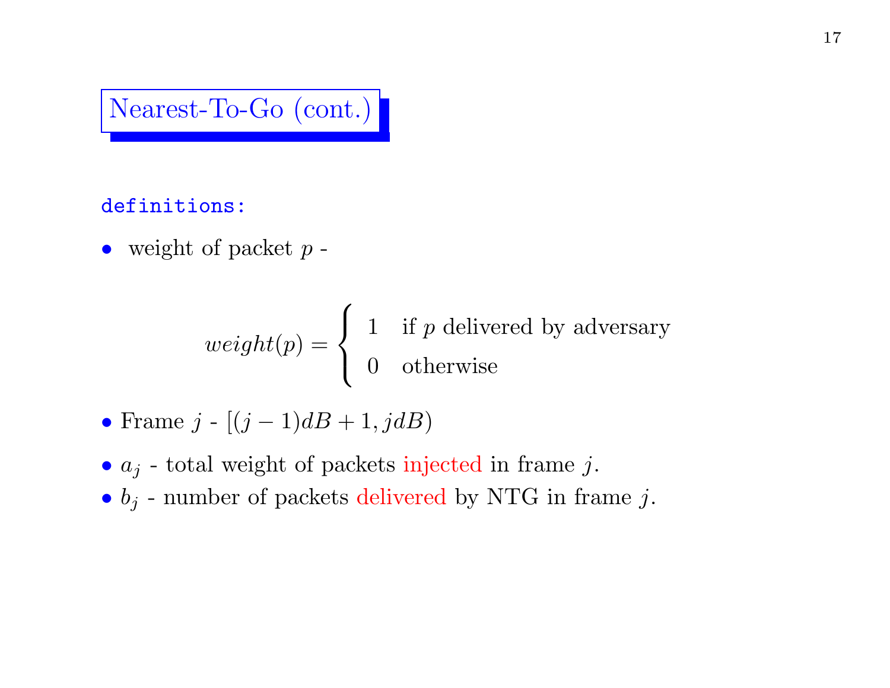# Nearest-To-Go (cont.)

**definitions:**

- weight of packet $p$ -

$$weight(p) = \begin{cases} 1 & \text{if } p \text{ delivered by adversary} \\ 0 & \text{otherwise} \end{cases}$$

- Frame $j$ - $[(j-1)dB + 1, jdB)$
- $a_j$ - total weight of packets injected in frame $j$.
- $b_j$ - number of packets delivered by NTG in frame $j$.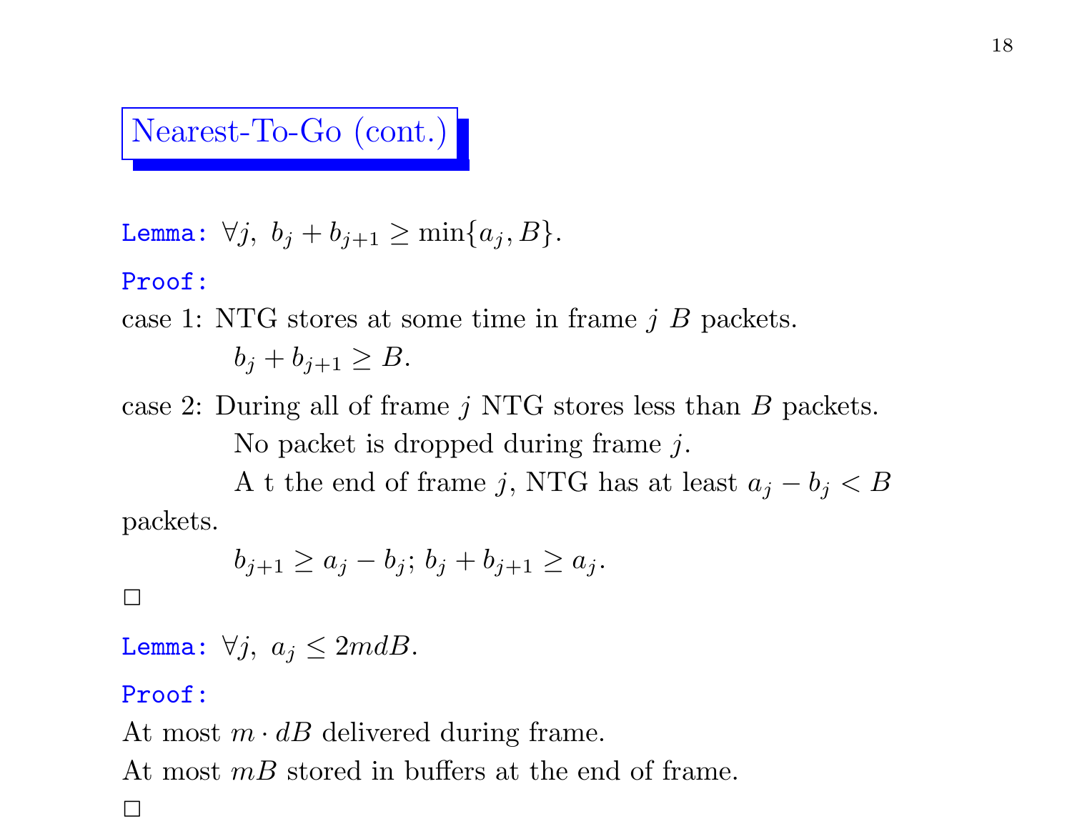## Nearest-To-Go (cont.)

**Lemma:** $\forall j,\ b_j + b_{j+1} \geq \min\{a_j, B\}$.

**Proof:**

case 1: NTG stores at some time in frame $j$ $B$ packets.

$b_j + b_{j+1} \geq B$.

case 2: During all of frame $j$ NTG stores less than $B$ packets.

No packet is dropped during frame $j$.

A t the end of frame $j$, NTG has at least $a_j - b_j < B$ packets.

$b_{j+1} \geq a_j - b_j$; $b_j + b_{j+1} \geq a_j$.

□

**Lemma:** $\forall j,\ a_j \leq 2mdB$.

**Proof:**

At most $m \cdot dB$ delivered during frame.

At most $mB$ stored in buffers at the end of frame.

□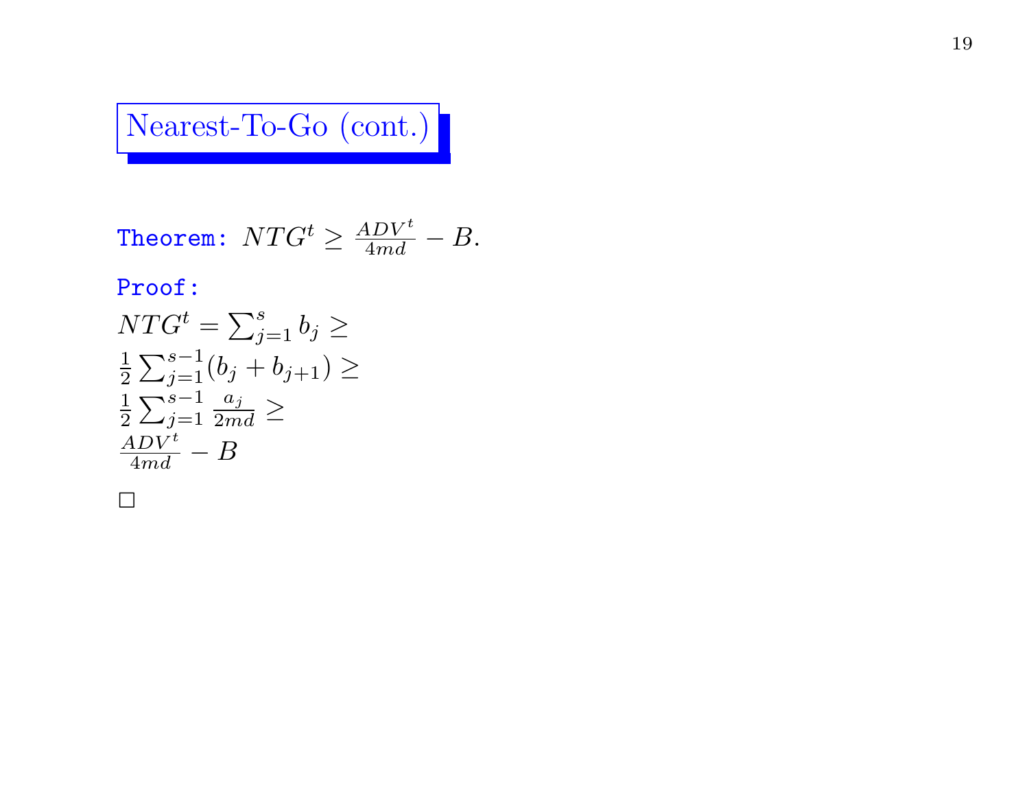## Nearest-To-Go (cont.)

**Theorem:** $NTG^t \geq \frac{ADV^t}{4md} - B$.

**Proof:**

$NTG^t = \sum_{j=1}^{s} b_j \geq$

$\frac{1}{2} \sum_{j=1}^{s-1} (b_j + b_{j+1}) \geq$

$\frac{1}{2} \sum_{j=1}^{s-1} \frac{a_j}{2md} \geq$

$\frac{ADV^t}{4md} - B$

□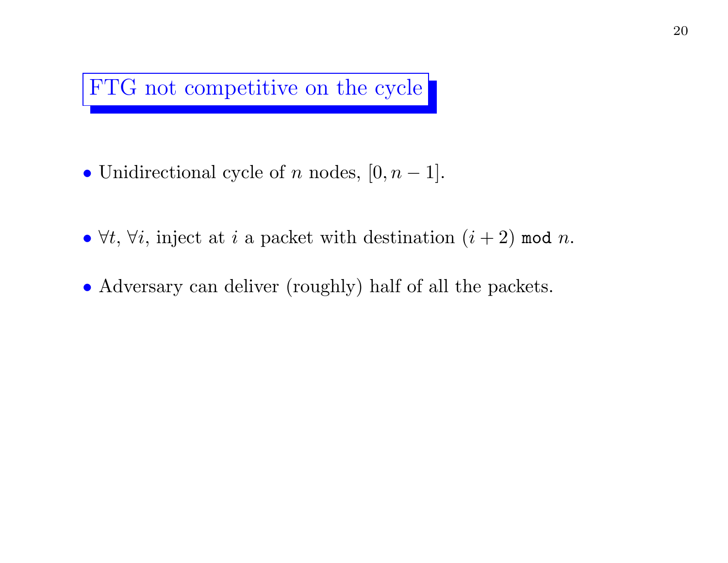# FTG not competitive on the cycle

- Unidirectional cycle of $n$ nodes, $[0, n-1]$.

- $\forall t$, $\forall i$, inject at $i$ a packet with destination $(i+2)$ `mod` $n$.

- Adversary can deliver (roughly) half of all the packets.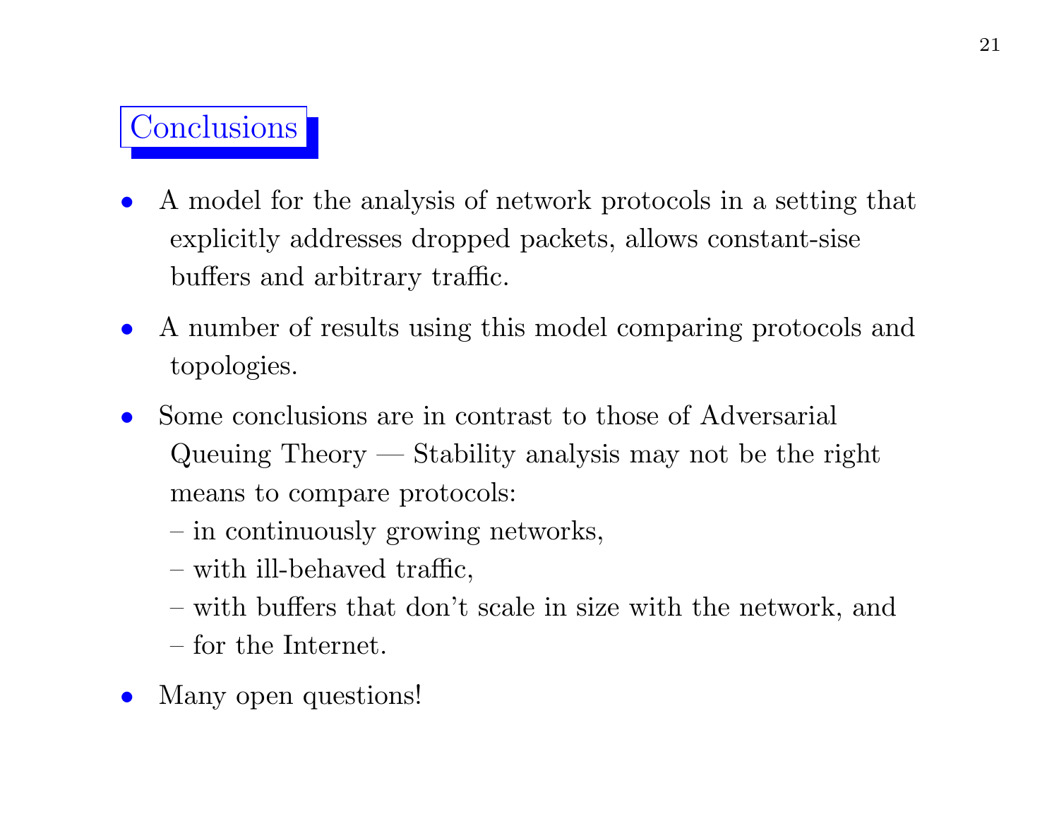## Conclusions

- A model for the analysis of network protocols in a setting that explicitly addresses dropped packets, allows constant-sise buffers and arbitrary traffic.
- A number of results using this model comparing protocols and topologies.
- Some conclusions are in contrast to those of Adversarial Queuing Theory — Stability analysis may not be the right means to compare protocols:
  - in continuously growing networks,
  - with ill-behaved traffic,
  - with buffers that don't scale in size with the network, and
  - for the Internet.
- Many open questions!